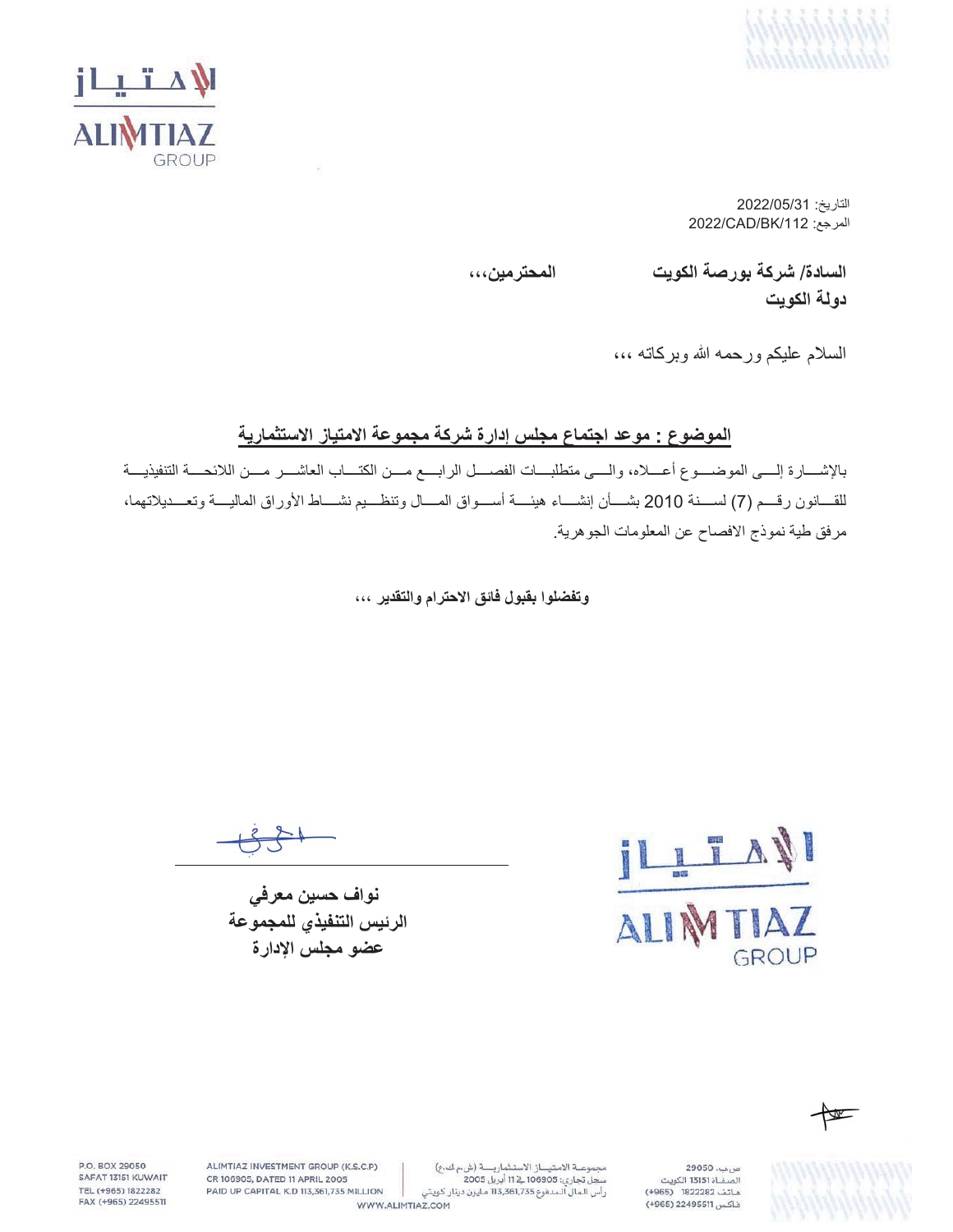التاريخ: 2022/05/31
المرجع: 2022/CAD/BK/112

**السادة/ شركة بورصة الكويت المحترمين،،،**
**دولة الكويت**

السلام عليكم ورحمه الله وبركاته ،،،

**<u>الموضوع : موعد اجتماع مجلس إدارة شركة مجموعة الامتياز الاستثمارية</u>**

بالإشارة إلى الموضوع أعلاه، والى متطلبات الفصل الرابع من الكتاب العاشر من اللائحة التنفيذية للقانون رقم (7) لسنة 2010 بشأن إنشاء هيئة أسواق المال وتنظيم نشاط الأوراق المالية وتعديلاتهما، مرفق طية نموذج الافصاح عن المعلومات الجوهرية.

**وتفضلوا بقبول فائق الاحترام والتقدير ،،،**

**نواف حسين معرفي**
**الرئيس التنفيذي للمجموعة**
**عضو مجلس الإدارة**

P.O. BOX 29050 SAFAT 13151 KUWAIT TEL (+965) 1822282 FAX (+965) 22495511

ALIMTIAZ INVESTMENT GROUP (K.S.C.P) CR 106905, DATED 11 APRIL 2005 PAID UP CAPITAL K.D 113,361,735 MILLION

مجموعة الامتياز الاستثمارية (ش.م.ك.ع) سجل تجاري: 106905 في 11 أبريل 2005 رأس المال المدفوع 113,361,735 مليون دينار كويتي

WWW.ALIMTIAZ.COM

ص.ب. 29050 الصفاة 13151 الكويت هاتف 1822282 (965+) فاكس 22495511 (965+)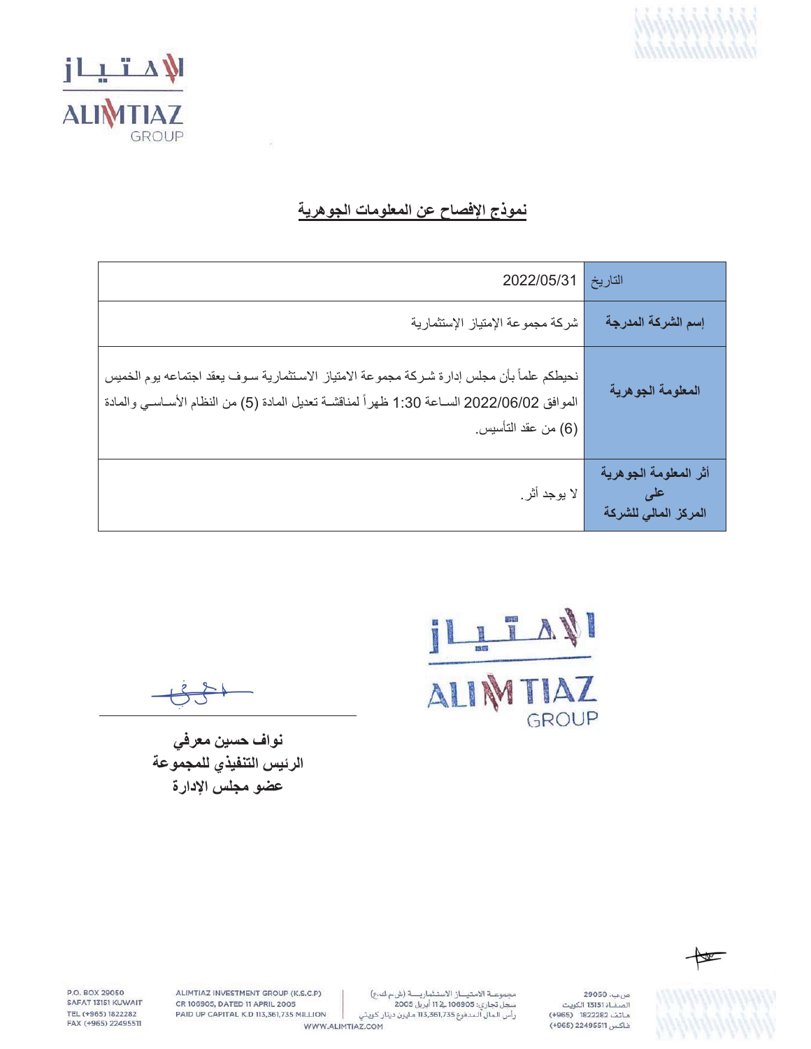## نموذج الإفصاح عن المعلومات الجوهرية

| التاريخ | 2022/05/31 |
|---|---|
| **إسم الشركة المدرجة** | شركة مجموعة الإمتياز الإستثمارية |
| **المعلومة الجوهرية** | نحيطكم علماً بأن مجلس إدارة شركة مجموعة الامتياز الاستثمارية سوف يعقد اجتماعه يوم الخميس الموافق 2022/06/02 الساعة 1:30 ظهراً لمناقشة تعديل المادة (5) من النظام الأساسي والمادة (6) من عقد التأسيس. |
| **أثر المعلومة الجوهرية على المركز المالي للشركة** | لا يوجد أثر. |

**نواف حسين معرفي**
**الرئيس التنفيذي للمجموعة**
**عضو مجلس الإدارة**

P.O. BOX 29050 SAFAT 13151 KUWAIT TEL (+965) 1822282 FAX (+965) 22495511

ALIMTIAZ INVESTMENT GROUP (K.S.C.P) CR 106905, DATED 11 APRIL 2005 PAID UP CAPITAL K.D 113,361,735 MILLION

مجموعة الامتياز الاستثمارية (ش.م.ك.ع) سجل تجاري: 106905 في 11 أبريل 2005 رأس المال المدفوع 113,361,735 مليون دينار كويتي

ص.ب. 29050 الصفاة 13151 الكويت هاتف 1822282 (965+) فاكس 22495511 (965+)

WWW.ALIMTIAZ.COM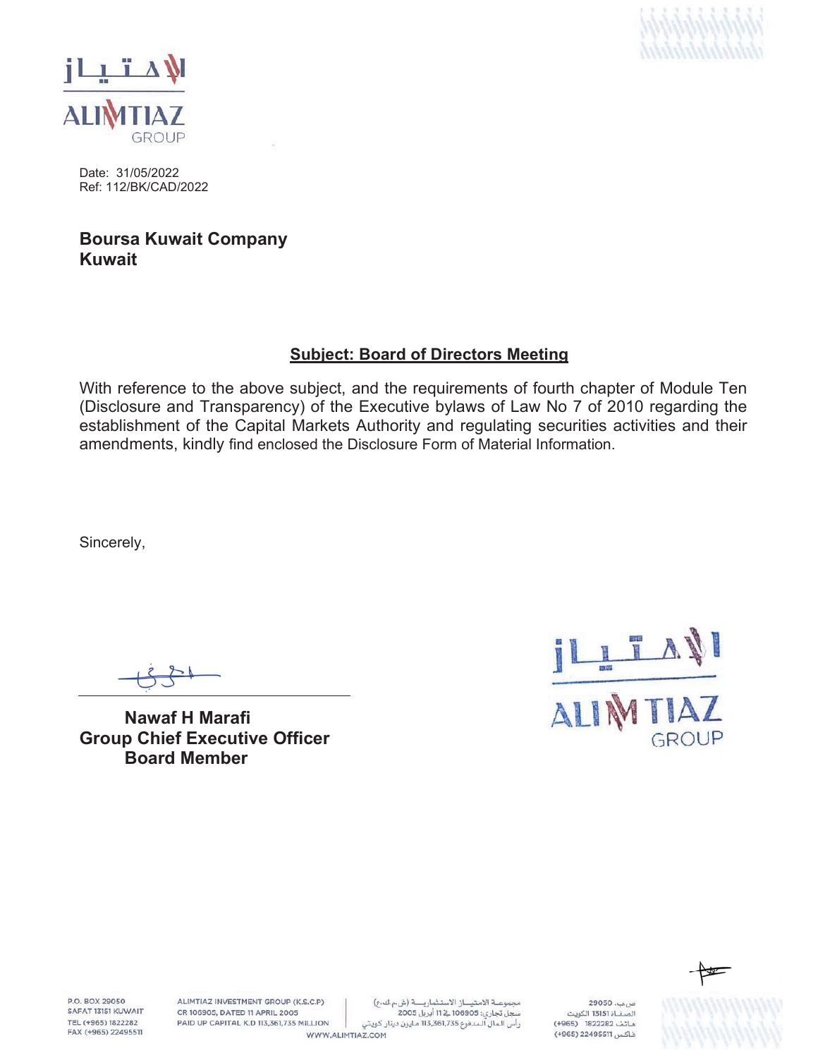Date: 31/05/2022
Ref: 112/BK/CAD/2022

**Boursa Kuwait Company**
**Kuwait**

**Subject: Board of Directors Meeting**

With reference to the above subject, and the requirements of fourth chapter of Module Ten (Disclosure and Transparency) of the Executive bylaws of Law No 7 of 2010 regarding the establishment of the Capital Markets Authority and regulating securities activities and their amendments, kindly find enclosed the Disclosure Form of Material Information.

Sincerely,

**Nawaf H Marafi**
**Group Chief Executive Officer**
**Board Member**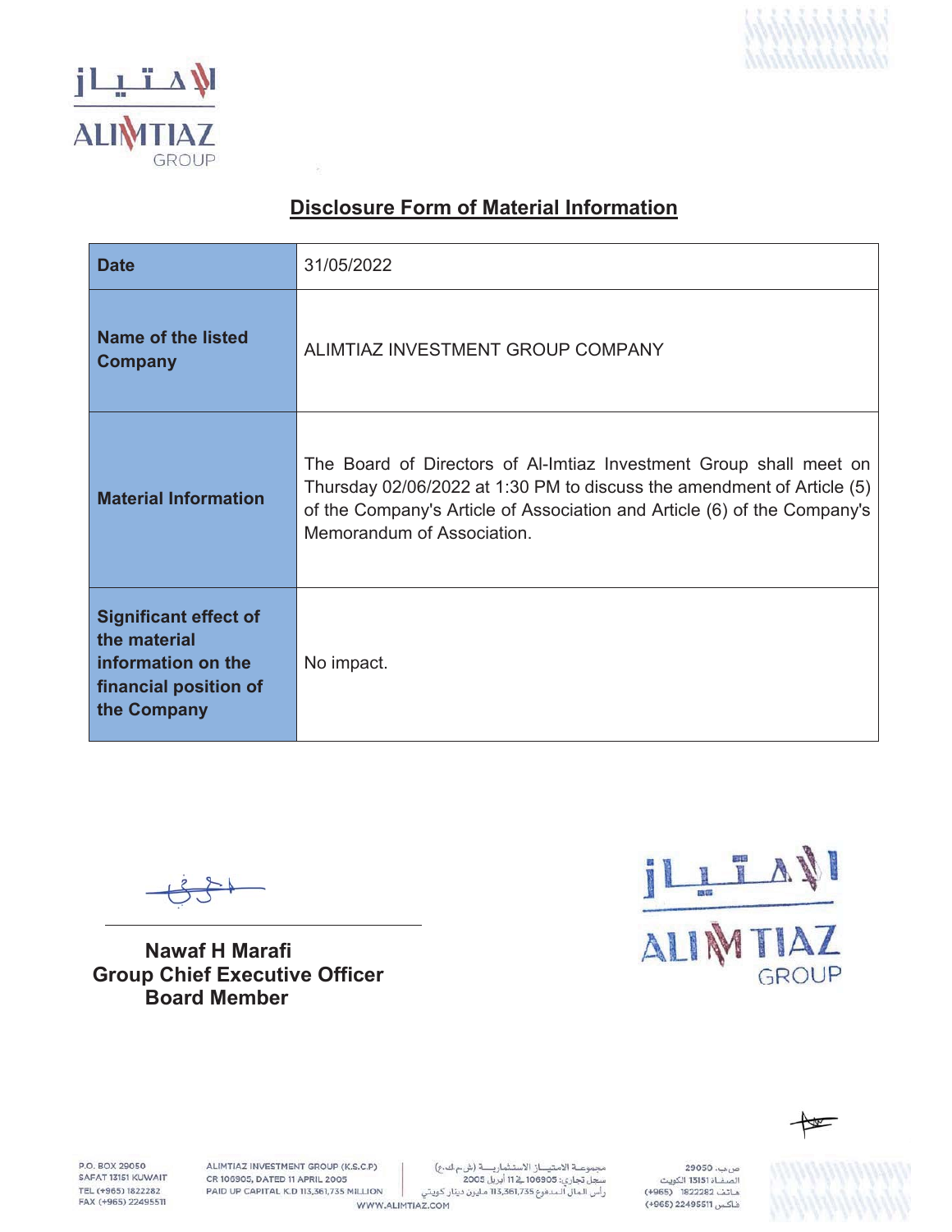# Disclosure Form of Material Information

| | |
|---|---|
| **Date** | 31/05/2022 |
| **Name of the listed Company** | ALIMTIAZ INVESTMENT GROUP COMPANY |
| **Material Information** | The Board of Directors of Al-Imtiaz Investment Group shall meet on Thursday 02/06/2022 at 1:30 PM to discuss the amendment of Article (5) of the Company's Article of Association and Article (6) of the Company's Memorandum of Association. |
| **Significant effect of the material information on the financial position of the Company** | No impact. |

**Nawaf H Marafi**
**Group Chief Executive Officer**
**Board Member**

P.O. BOX 29050
SAFAT 13151 KUWAIT
TEL (+965) 1822282
FAX (+965) 22495511

ALIMTIAZ INVESTMENT GROUP (K.S.C.P)
CR 106905, DATED 11 APRIL 2005
PAID UP CAPITAL K.D 113,361,735 MILLION

مجموعة الامتياز الاستثمارية (ش.م.ك.ع)
سجل تجاري: 106905 في 11 أبريل 2005
رأس المال المدفوع 113,361,735 مليون دينار كويتي

WWW.ALIMTIAZ.COM

ص.ب. 29050
الصفاة 13151 الكويت
هاتف 1822282 (965+)
فاكس 22495511 (965+)